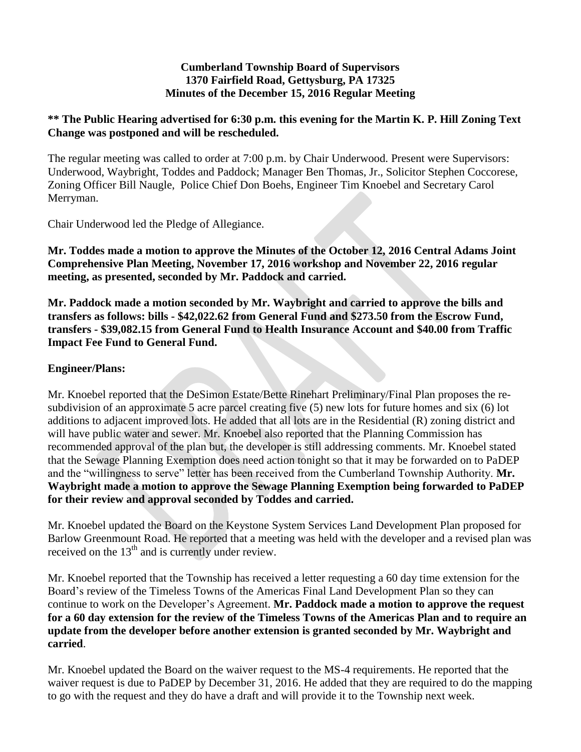**Cumberland Township Board of Supervisors**
**1370 Fairfield Road, Gettysburg, PA 17325**
**Minutes of the December 15, 2016 Regular Meeting**

**\*\* The Public Hearing advertised for 6:30 p.m. this evening for the Martin K. P. Hill Zoning Text Change was postponed and will be rescheduled.**

The regular meeting was called to order at 7:00 p.m. by Chair Underwood. Present were Supervisors: Underwood, Waybright, Toddes and Paddock; Manager Ben Thomas, Jr., Solicitor Stephen Coccorese, Zoning Officer Bill Naugle, Police Chief Don Boehs, Engineer Tim Knoebel and Secretary Carol Merryman.

Chair Underwood led the Pledge of Allegiance.

**Mr. Toddes made a motion to approve the Minutes of the October 12, 2016 Central Adams Joint Comprehensive Plan Meeting, November 17, 2016 workshop and November 22, 2016 regular meeting, as presented, seconded by Mr. Paddock and carried.**

**Mr. Paddock made a motion seconded by Mr. Waybright and carried to approve the bills and transfers as follows: bills - $42,022.62 from General Fund and $273.50 from the Escrow Fund, transfers - $39,082.15 from General Fund to Health Insurance Account and $40.00 from Traffic Impact Fee Fund to General Fund.**

**Engineer/Plans:**

Mr. Knoebel reported that the DeSimon Estate/Bette Rinehart Preliminary/Final Plan proposes the re-subdivision of an approximate 5 acre parcel creating five (5) new lots for future homes and six (6) lot additions to adjacent improved lots. He added that all lots are in the Residential (R) zoning district and will have public water and sewer. Mr. Knoebel also reported that the Planning Commission has recommended approval of the plan but, the developer is still addressing comments. Mr. Knoebel stated that the Sewage Planning Exemption does need action tonight so that it may be forwarded on to PaDEP and the "willingness to serve" letter has been received from the Cumberland Township Authority. **Mr. Waybright made a motion to approve the Sewage Planning Exemption being forwarded to PaDEP for their review and approval seconded by Toddes and carried.**

Mr. Knoebel updated the Board on the Keystone System Services Land Development Plan proposed for Barlow Greenmount Road. He reported that a meeting was held with the developer and a revised plan was received on the 13th and is currently under review.

Mr. Knoebel reported that the Township has received a letter requesting a 60 day time extension for the Board's review of the Timeless Towns of the Americas Final Land Development Plan so they can continue to work on the Developer's Agreement. **Mr. Paddock made a motion to approve the request for a 60 day extension for the review of the Timeless Towns of the Americas Plan and to require an update from the developer before another extension is granted seconded by Mr. Waybright and carried**.

Mr. Knoebel updated the Board on the waiver request to the MS-4 requirements. He reported that the waiver request is due to PaDEP by December 31, 2016. He added that they are required to do the mapping to go with the request and they do have a draft and will provide it to the Township next week.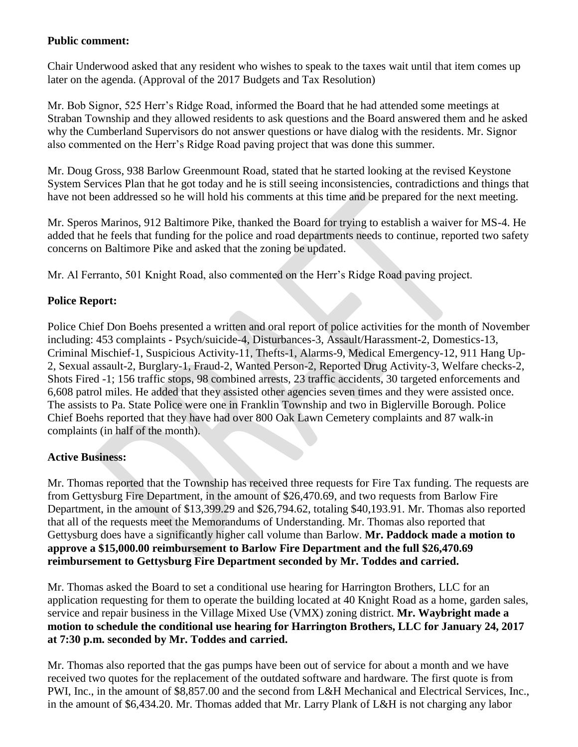**Public comment:**

Chair Underwood asked that any resident who wishes to speak to the taxes wait until that item comes up later on the agenda. (Approval of the 2017 Budgets and Tax Resolution)

Mr. Bob Signor, 525 Herr's Ridge Road, informed the Board that he had attended some meetings at Straban Township and they allowed residents to ask questions and the Board answered them and he asked why the Cumberland Supervisors do not answer questions or have dialog with the residents. Mr. Signor also commented on the Herr's Ridge Road paving project that was done this summer.

Mr. Doug Gross, 938 Barlow Greenmount Road, stated that he started looking at the revised Keystone System Services Plan that he got today and he is still seeing inconsistencies, contradictions and things that have not been addressed so he will hold his comments at this time and be prepared for the next meeting.

Mr. Speros Marinos, 912 Baltimore Pike, thanked the Board for trying to establish a waiver for MS-4. He added that he feels that funding for the police and road departments needs to continue, reported two safety concerns on Baltimore Pike and asked that the zoning be updated.

Mr. Al Ferranto, 501 Knight Road, also commented on the Herr's Ridge Road paving project.

**Police Report:**

Police Chief Don Boehs presented a written and oral report of police activities for the month of November including: 453 complaints - Psych/suicide-4, Disturbances-3, Assault/Harassment-2, Domestics-13, Criminal Mischief-1, Suspicious Activity-11, Thefts-1, Alarms-9, Medical Emergency-12, 911 Hang Up-2, Sexual assault-2, Burglary-1, Fraud-2, Wanted Person-2, Reported Drug Activity-3, Welfare checks-2, Shots Fired -1; 156 traffic stops, 98 combined arrests, 23 traffic accidents, 30 targeted enforcements and 6,608 patrol miles. He added that they assisted other agencies seven times and they were assisted once. The assists to Pa. State Police were one in Franklin Township and two in Biglerville Borough. Police Chief Boehs reported that they have had over 800 Oak Lawn Cemetery complaints and 87 walk-in complaints (in half of the month).

**Active Business:**

Mr. Thomas reported that the Township has received three requests for Fire Tax funding. The requests are from Gettysburg Fire Department, in the amount of $26,470.69, and two requests from Barlow Fire Department, in the amount of $13,399.29 and $26,794.62, totaling $40,193.91. Mr. Thomas also reported that all of the requests meet the Memorandums of Understanding. Mr. Thomas also reported that Gettysburg does have a significantly higher call volume than Barlow. **Mr. Paddock made a motion to approve a $15,000.00 reimbursement to Barlow Fire Department and the full $26,470.69 reimbursement to Gettysburg Fire Department seconded by Mr. Toddes and carried.**

Mr. Thomas asked the Board to set a conditional use hearing for Harrington Brothers, LLC for an application requesting for them to operate the building located at 40 Knight Road as a home, garden sales, service and repair business in the Village Mixed Use (VMX) zoning district. **Mr. Waybright made a motion to schedule the conditional use hearing for Harrington Brothers, LLC for January 24, 2017 at 7:30 p.m. seconded by Mr. Toddes and carried.**

Mr. Thomas also reported that the gas pumps have been out of service for about a month and we have received two quotes for the replacement of the outdated software and hardware. The first quote is from PWI, Inc., in the amount of $8,857.00 and the second from L&H Mechanical and Electrical Services, Inc., in the amount of $6,434.20. Mr. Thomas added that Mr. Larry Plank of L&H is not charging any labor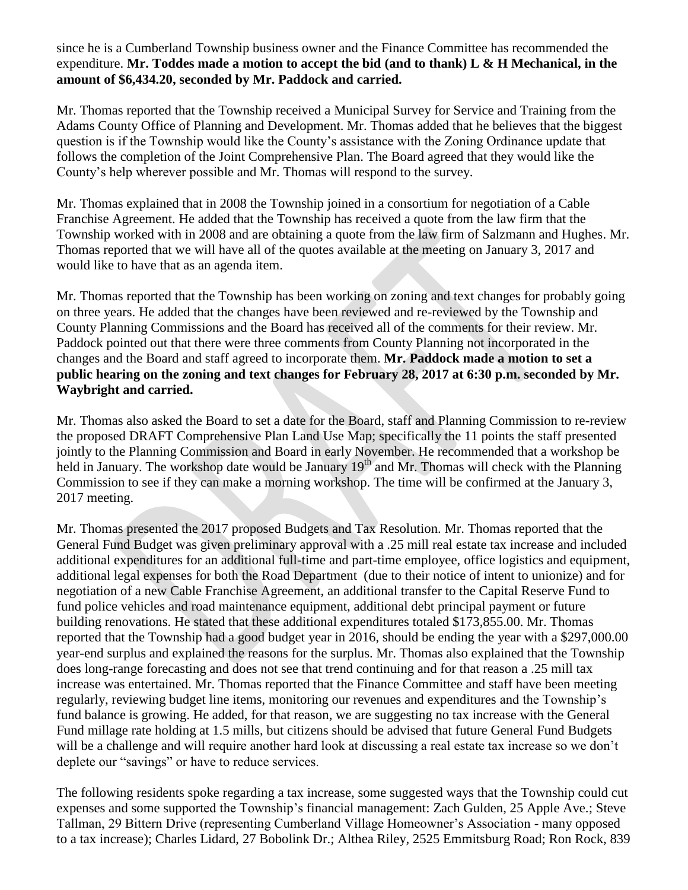since he is a Cumberland Township business owner and the Finance Committee has recommended the expenditure. **Mr. Toddes made a motion to accept the bid (and to thank) L & H Mechanical, in the amount of $6,434.20, seconded by Mr. Paddock and carried.**

Mr. Thomas reported that the Township received a Municipal Survey for Service and Training from the Adams County Office of Planning and Development. Mr. Thomas added that he believes that the biggest question is if the Township would like the County's assistance with the Zoning Ordinance update that follows the completion of the Joint Comprehensive Plan. The Board agreed that they would like the County's help wherever possible and Mr. Thomas will respond to the survey.

Mr. Thomas explained that in 2008 the Township joined in a consortium for negotiation of a Cable Franchise Agreement. He added that the Township has received a quote from the law firm that the Township worked with in 2008 and are obtaining a quote from the law firm of Salzmann and Hughes. Mr. Thomas reported that we will have all of the quotes available at the meeting on January 3, 2017 and would like to have that as an agenda item.

Mr. Thomas reported that the Township has been working on zoning and text changes for probably going on three years. He added that the changes have been reviewed and re-reviewed by the Township and County Planning Commissions and the Board has received all of the comments for their review. Mr. Paddock pointed out that there were three comments from County Planning not incorporated in the changes and the Board and staff agreed to incorporate them. **Mr. Paddock made a motion to set a public hearing on the zoning and text changes for February 28, 2017 at 6:30 p.m. seconded by Mr. Waybright and carried.**

Mr. Thomas also asked the Board to set a date for the Board, staff and Planning Commission to re-review the proposed DRAFT Comprehensive Plan Land Use Map; specifically the 11 points the staff presented jointly to the Planning Commission and Board in early November. He recommended that a workshop be held in January. The workshop date would be January 19th and Mr. Thomas will check with the Planning Commission to see if they can make a morning workshop. The time will be confirmed at the January 3, 2017 meeting.

Mr. Thomas presented the 2017 proposed Budgets and Tax Resolution. Mr. Thomas reported that the General Fund Budget was given preliminary approval with a .25 mill real estate tax increase and included additional expenditures for an additional full-time and part-time employee, office logistics and equipment, additional legal expenses for both the Road Department (due to their notice of intent to unionize) and for negotiation of a new Cable Franchise Agreement, an additional transfer to the Capital Reserve Fund to fund police vehicles and road maintenance equipment, additional debt principal payment or future building renovations. He stated that these additional expenditures totaled $173,855.00. Mr. Thomas reported that the Township had a good budget year in 2016, should be ending the year with a $297,000.00 year-end surplus and explained the reasons for the surplus. Mr. Thomas also explained that the Township does long-range forecasting and does not see that trend continuing and for that reason a .25 mill tax increase was entertained. Mr. Thomas reported that the Finance Committee and staff have been meeting regularly, reviewing budget line items, monitoring our revenues and expenditures and the Township's fund balance is growing. He added, for that reason, we are suggesting no tax increase with the General Fund millage rate holding at 1.5 mills, but citizens should be advised that future General Fund Budgets will be a challenge and will require another hard look at discussing a real estate tax increase so we don't deplete our "savings" or have to reduce services.

The following residents spoke regarding a tax increase, some suggested ways that the Township could cut expenses and some supported the Township's financial management: Zach Gulden, 25 Apple Ave.; Steve Tallman, 29 Bittern Drive (representing Cumberland Village Homeowner's Association - many opposed to a tax increase); Charles Lidard, 27 Bobolink Dr.; Althea Riley, 2525 Emmitsburg Road; Ron Rock, 839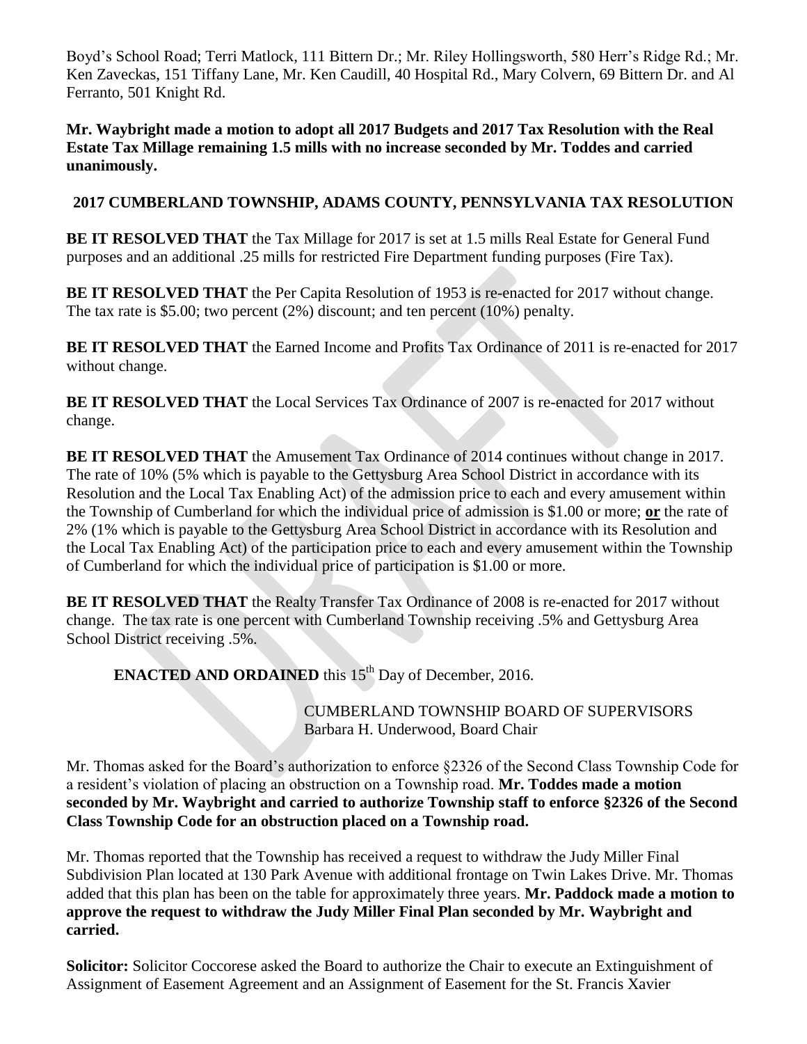Boyd's School Road; Terri Matlock, 111 Bittern Dr.; Mr. Riley Hollingsworth, 580 Herr's Ridge Rd.; Mr. Ken Zaveckas, 151 Tiffany Lane, Mr. Ken Caudill, 40 Hospital Rd., Mary Colvern, 69 Bittern Dr. and Al Ferranto, 501 Knight Rd.

**Mr. Waybright made a motion to adopt all 2017 Budgets and 2017 Tax Resolution with the Real Estate Tax Millage remaining 1.5 mills with no increase seconded by Mr. Toddes and carried unanimously.**

**2017 CUMBERLAND TOWNSHIP, ADAMS COUNTY, PENNSYLVANIA TAX RESOLUTION**

**BE IT RESOLVED THAT** the Tax Millage for 2017 is set at 1.5 mills Real Estate for General Fund purposes and an additional .25 mills for restricted Fire Department funding purposes (Fire Tax).

**BE IT RESOLVED THAT** the Per Capita Resolution of 1953 is re-enacted for 2017 without change. The tax rate is $5.00; two percent (2%) discount; and ten percent (10%) penalty.

**BE IT RESOLVED THAT** the Earned Income and Profits Tax Ordinance of 2011 is re-enacted for 2017 without change.

**BE IT RESOLVED THAT** the Local Services Tax Ordinance of 2007 is re-enacted for 2017 without change.

**BE IT RESOLVED THAT** the Amusement Tax Ordinance of 2014 continues without change in 2017. The rate of 10% (5% which is payable to the Gettysburg Area School District in accordance with its Resolution and the Local Tax Enabling Act) of the admission price to each and every amusement within the Township of Cumberland for which the individual price of admission is $1.00 or more; **or** the rate of 2% (1% which is payable to the Gettysburg Area School District in accordance with its Resolution and the Local Tax Enabling Act) of the participation price to each and every amusement within the Township of Cumberland for which the individual price of participation is $1.00 or more.

**BE IT RESOLVED THAT** the Realty Transfer Tax Ordinance of 2008 is re-enacted for 2017 without change. The tax rate is one percent with Cumberland Township receiving .5% and Gettysburg Area School District receiving .5%.

**ENACTED AND ORDAINED** this 15th Day of December, 2016.

CUMBERLAND TOWNSHIP BOARD OF SUPERVISORS
Barbara H. Underwood, Board Chair

Mr. Thomas asked for the Board's authorization to enforce §2326 of the Second Class Township Code for a resident's violation of placing an obstruction on a Township road. **Mr. Toddes made a motion seconded by Mr. Waybright and carried to authorize Township staff to enforce §2326 of the Second Class Township Code for an obstruction placed on a Township road.**

Mr. Thomas reported that the Township has received a request to withdraw the Judy Miller Final Subdivision Plan located at 130 Park Avenue with additional frontage on Twin Lakes Drive. Mr. Thomas added that this plan has been on the table for approximately three years. **Mr. Paddock made a motion to approve the request to withdraw the Judy Miller Final Plan seconded by Mr. Waybright and carried.**

**Solicitor:** Solicitor Coccorese asked the Board to authorize the Chair to execute an Extinguishment of Assignment of Easement Agreement and an Assignment of Easement for the St. Francis Xavier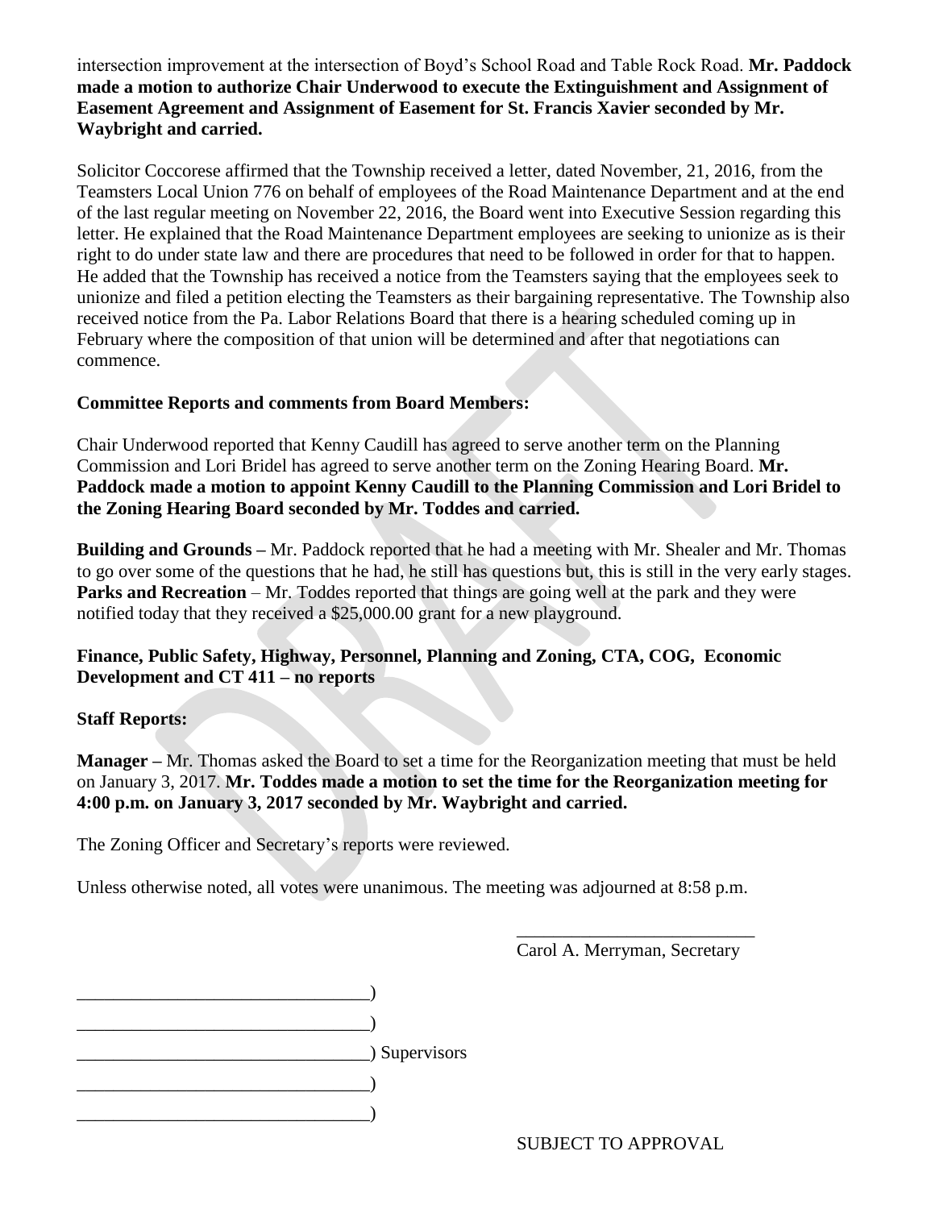intersection improvement at the intersection of Boyd's School Road and Table Rock Road. **Mr. Paddock made a motion to authorize Chair Underwood to execute the Extinguishment and Assignment of Easement Agreement and Assignment of Easement for St. Francis Xavier seconded by Mr. Waybright and carried.**

Solicitor Coccorese affirmed that the Township received a letter, dated November, 21, 2016, from the Teamsters Local Union 776 on behalf of employees of the Road Maintenance Department and at the end of the last regular meeting on November 22, 2016, the Board went into Executive Session regarding this letter. He explained that the Road Maintenance Department employees are seeking to unionize as is their right to do under state law and there are procedures that need to be followed in order for that to happen. He added that the Township has received a notice from the Teamsters saying that the employees seek to unionize and filed a petition electing the Teamsters as their bargaining representative. The Township also received notice from the Pa. Labor Relations Board that there is a hearing scheduled coming up in February where the composition of that union will be determined and after that negotiations can commence.

**Committee Reports and comments from Board Members:**

Chair Underwood reported that Kenny Caudill has agreed to serve another term on the Planning Commission and Lori Bridel has agreed to serve another term on the Zoning Hearing Board. **Mr. Paddock made a motion to appoint Kenny Caudill to the Planning Commission and Lori Bridel to the Zoning Hearing Board seconded by Mr. Toddes and carried.**

**Building and Grounds –** Mr. Paddock reported that he had a meeting with Mr. Shealer and Mr. Thomas to go over some of the questions that he had, he still has questions but, this is still in the very early stages.
**Parks and Recreation** – Mr. Toddes reported that things are going well at the park and they were notified today that they received a $25,000.00 grant for a new playground.

**Finance, Public Safety, Highway, Personnel, Planning and Zoning, CTA, COG, Economic Development and CT 411 – no reports**

**Staff Reports:**

**Manager –** Mr. Thomas asked the Board to set a time for the Reorganization meeting that must be held on January 3, 2017. **Mr. Toddes made a motion to set the time for the Reorganization meeting for 4:00 p.m. on January 3, 2017 seconded by Mr. Waybright and carried.**

The Zoning Officer and Secretary's reports were reviewed.

Unless otherwise noted, all votes were unanimous. The meeting was adjourned at 8:58 p.m.

\_\_\_\_\_\_\_\_\_\_\_\_\_\_\_\_\_\_\_\_\_\_\_\_\_\_\_
Carol A. Merryman, Secretary

\_\_\_\_\_\_\_\_\_\_\_\_\_\_\_\_\_\_\_\_\_\_\_\_\_\_\_\_\_\_\_\_\_)
\_\_\_\_\_\_\_\_\_\_\_\_\_\_\_\_\_\_\_\_\_\_\_\_\_\_\_\_\_\_\_\_\_)
\_\_\_\_\_\_\_\_\_\_\_\_\_\_\_\_\_\_\_\_\_\_\_\_\_\_\_\_\_\_\_\_\_) Supervisors
\_\_\_\_\_\_\_\_\_\_\_\_\_\_\_\_\_\_\_\_\_\_\_\_\_\_\_\_\_\_\_\_\_)
\_\_\_\_\_\_\_\_\_\_\_\_\_\_\_\_\_\_\_\_\_\_\_\_\_\_\_\_\_\_\_\_\_)

SUBJECT TO APPROVAL